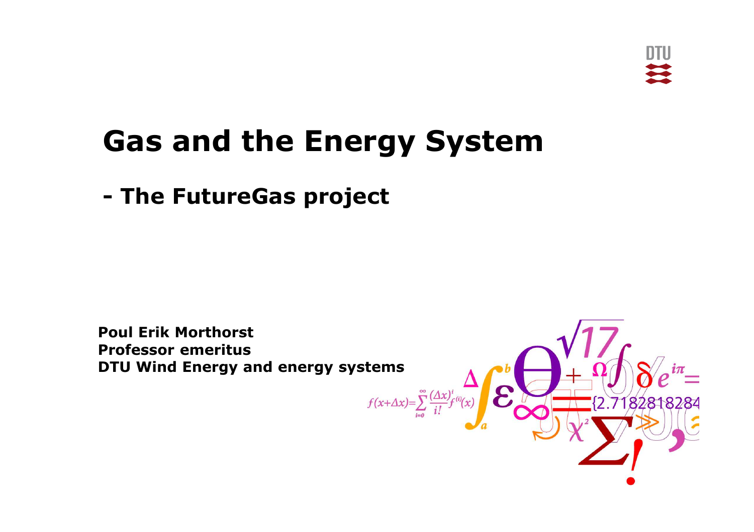# Gas and the Energy System

## - The FutureGas project

**Poul Erik Morthorst**
**Professor emeritus**
**DTU Wind Energy and energy systems**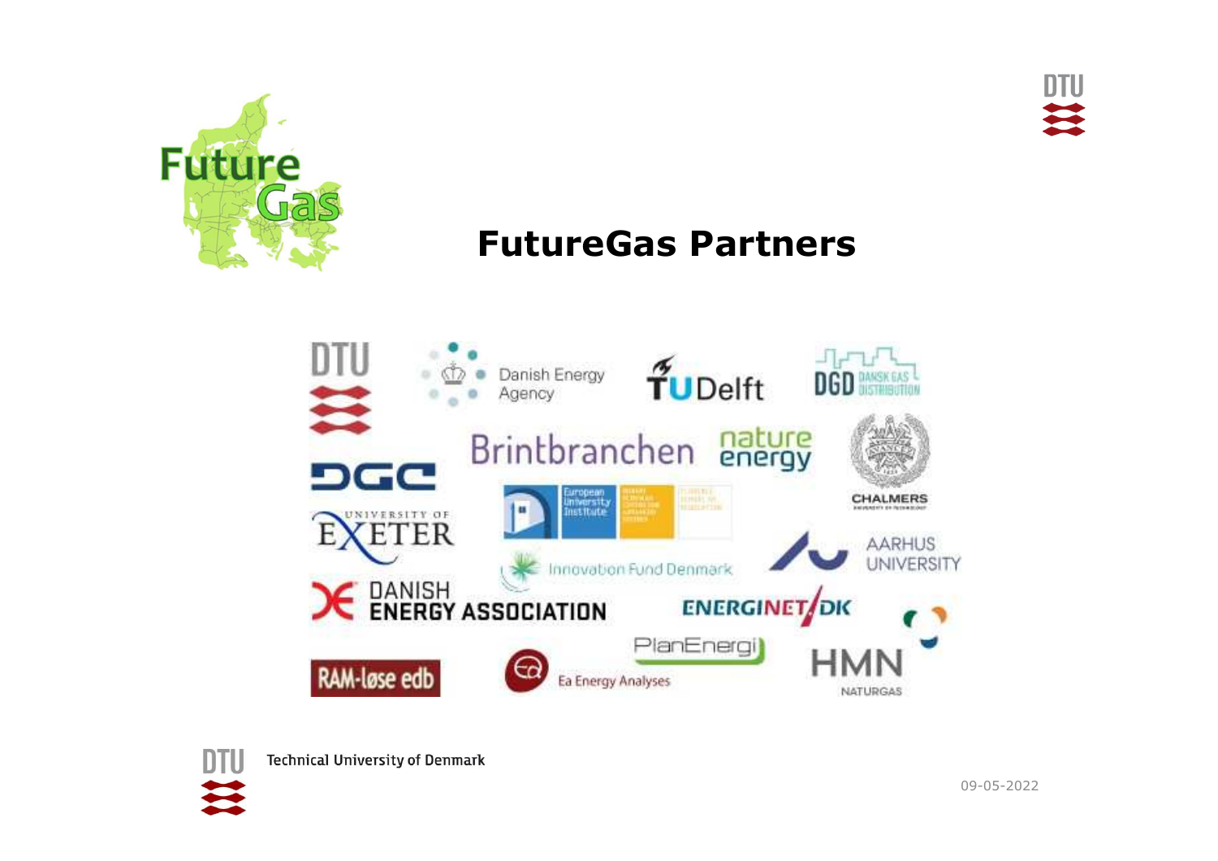# FutureGas Partners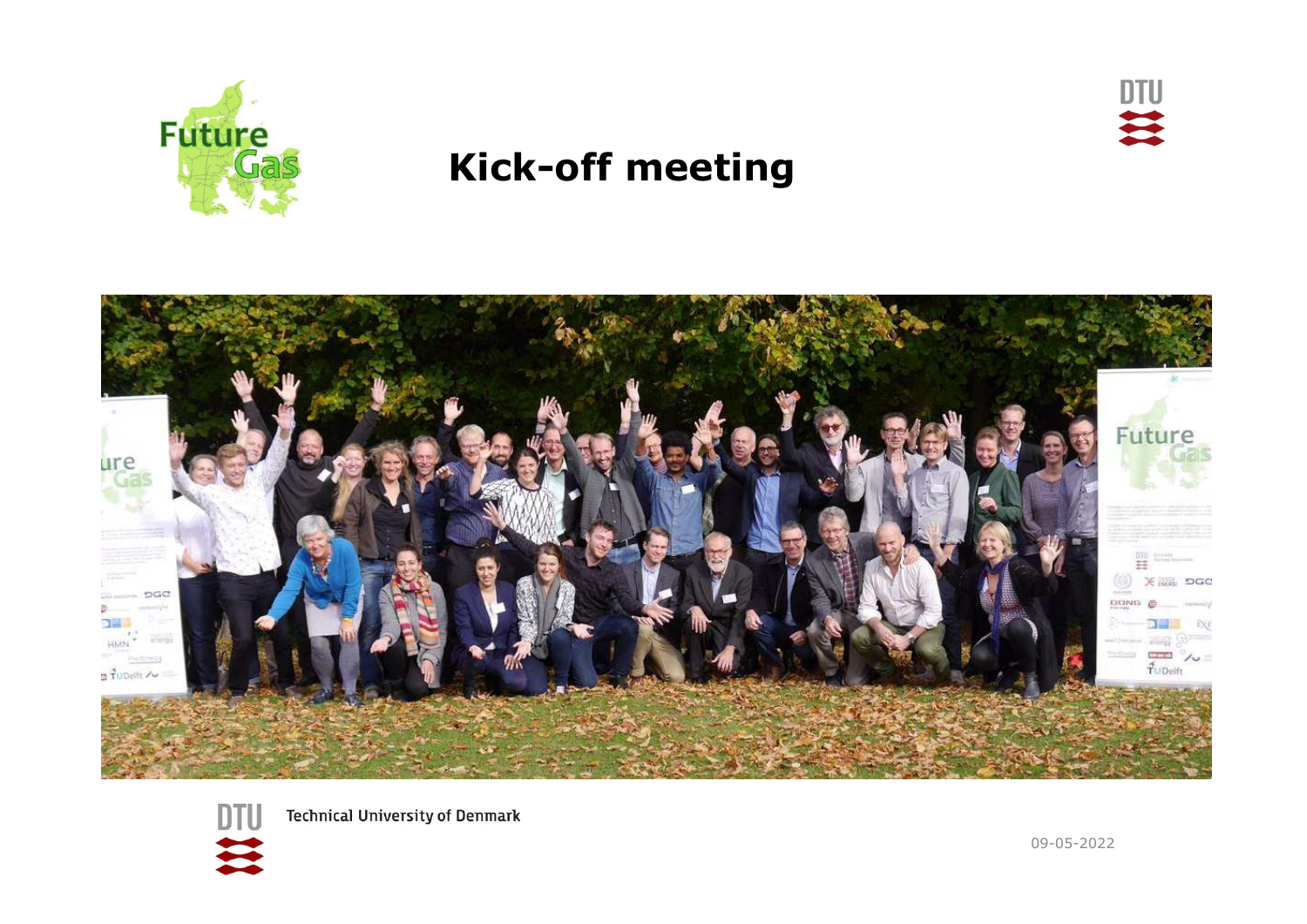# Kick-off meeting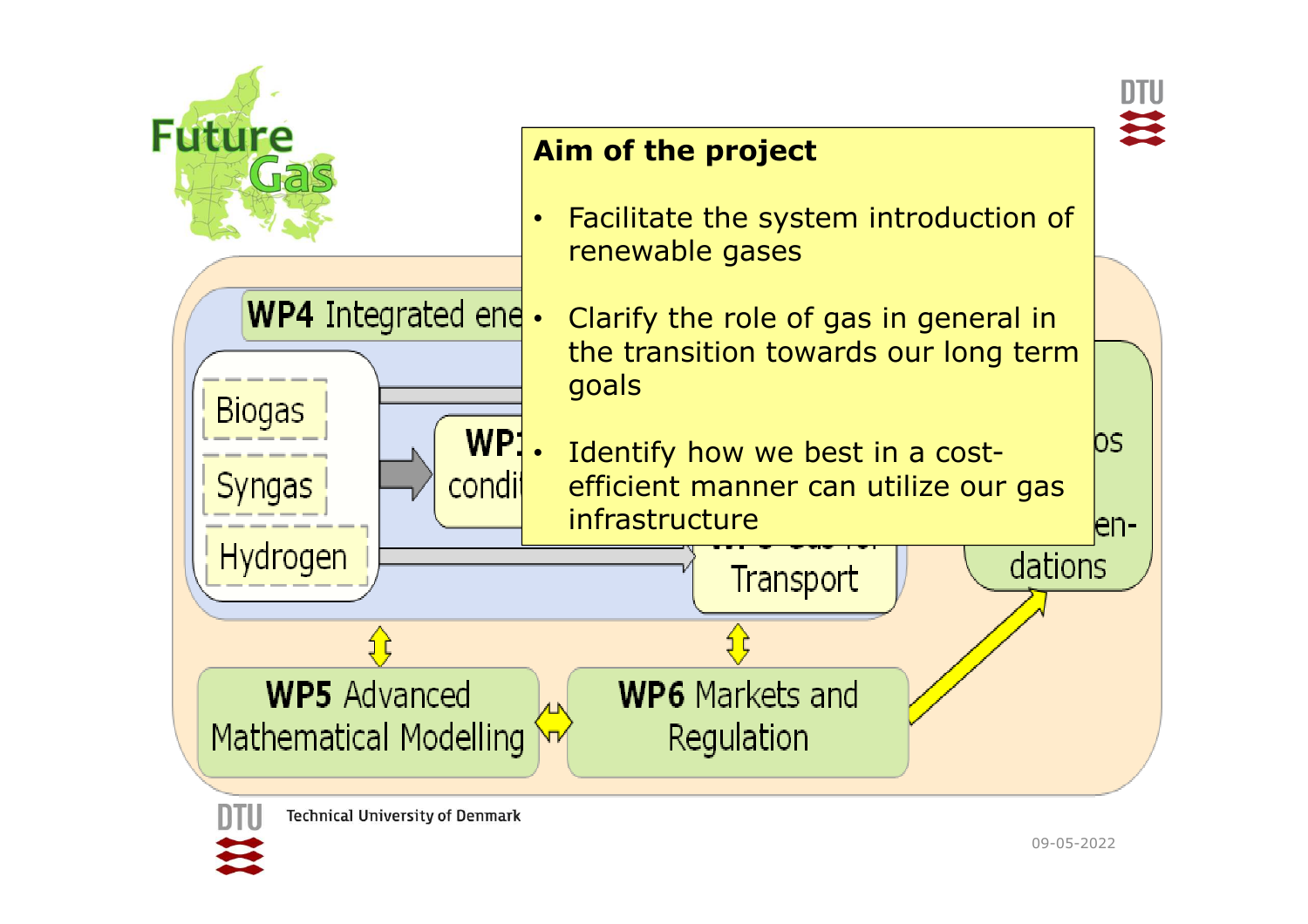Future Gas

WP4 Integrated ene

Biogas

Syngas

Hydrogen

WP1 condi

Transport

os

en-
dations

WP5 Advanced Mathematical Modelling

WP6 Markets and Regulation

**Aim of the project**

- Facilitate the system introduction of renewable gases
- Clarify the role of gas in general in the transition towards our long term goals
- Identify how we best in a cost-efficient manner can utilize our gas infrastructure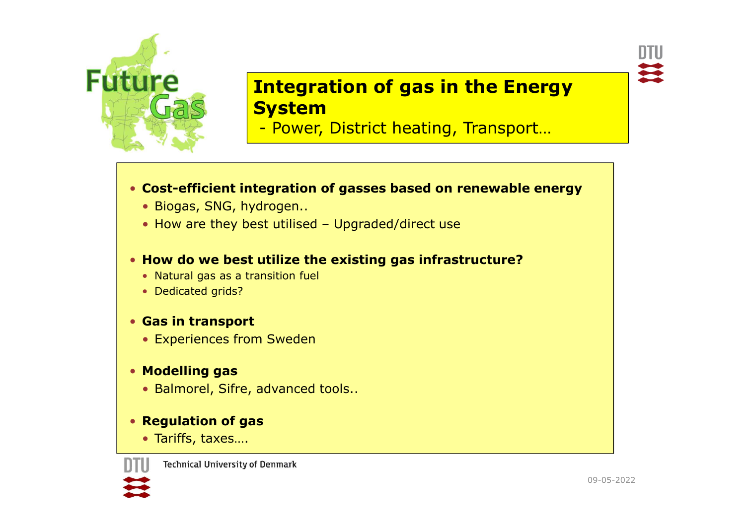# Integration of gas in the Energy System

- Power, District heating, Transport…

- **Cost-efficient integration of gasses based on renewable energy**
  - Biogas, SNG, hydrogen..
  - How are they best utilised – Upgraded/direct use
- **How do we best utilize the existing gas infrastructure?**
  - Natural gas as a transition fuel
  - Dedicated grids?
- **Gas in transport**
  - Experiences from Sweden
- **Modelling gas**
  - Balmorel, Sifre, advanced tools..
- **Regulation of gas**
  - Tariffs, taxes….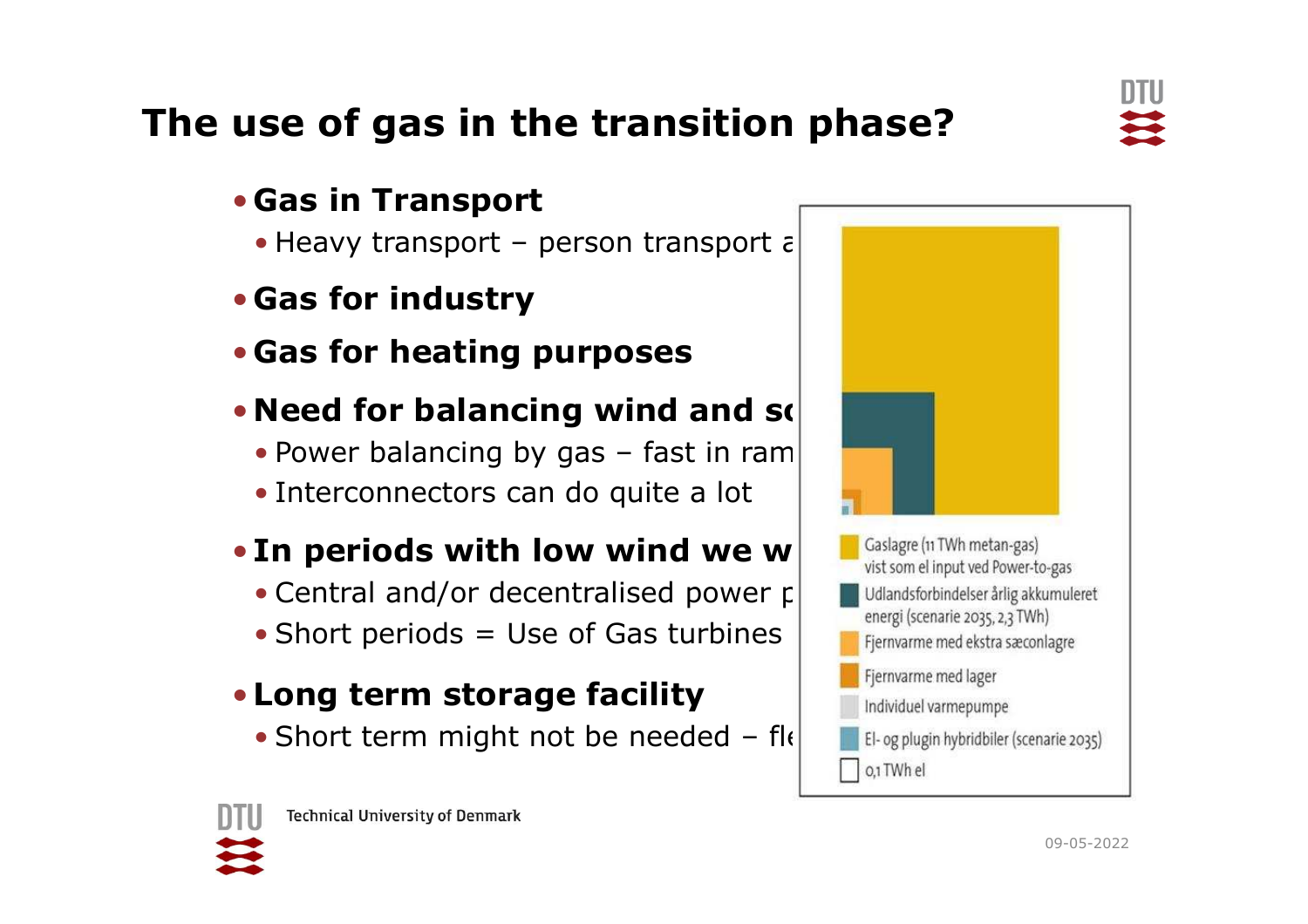# The use of gas in the transition phase?

- **Gas in Transport**
  - Heavy transport – person transport a
- **Gas for industry**
- **Gas for heating purposes**
- **Need for balancing wind and so**
  - Power balancing by gas – fast in ram
  - Interconnectors can do quite a lot
- **In periods with low wind we w**
  - Central and/or decentralised power p
  - Short periods = Use of Gas turbines
- **Long term storage facility**
  - Short term might not be needed – fle

- Gaslagre (11 TWh metan-gas) vist som el input ved Power-to-gas
- Udlandsforbindelser årlig akkumuleret energi (scenarie 2035, 2,3 TWh)
- Fjernvarme med ekstra sæconlagre
- Fjernvarme med lager
- Individuel varmepumpe
- El- og plugin hybridbiler (scenarie 2035)
- 0,1 TWh el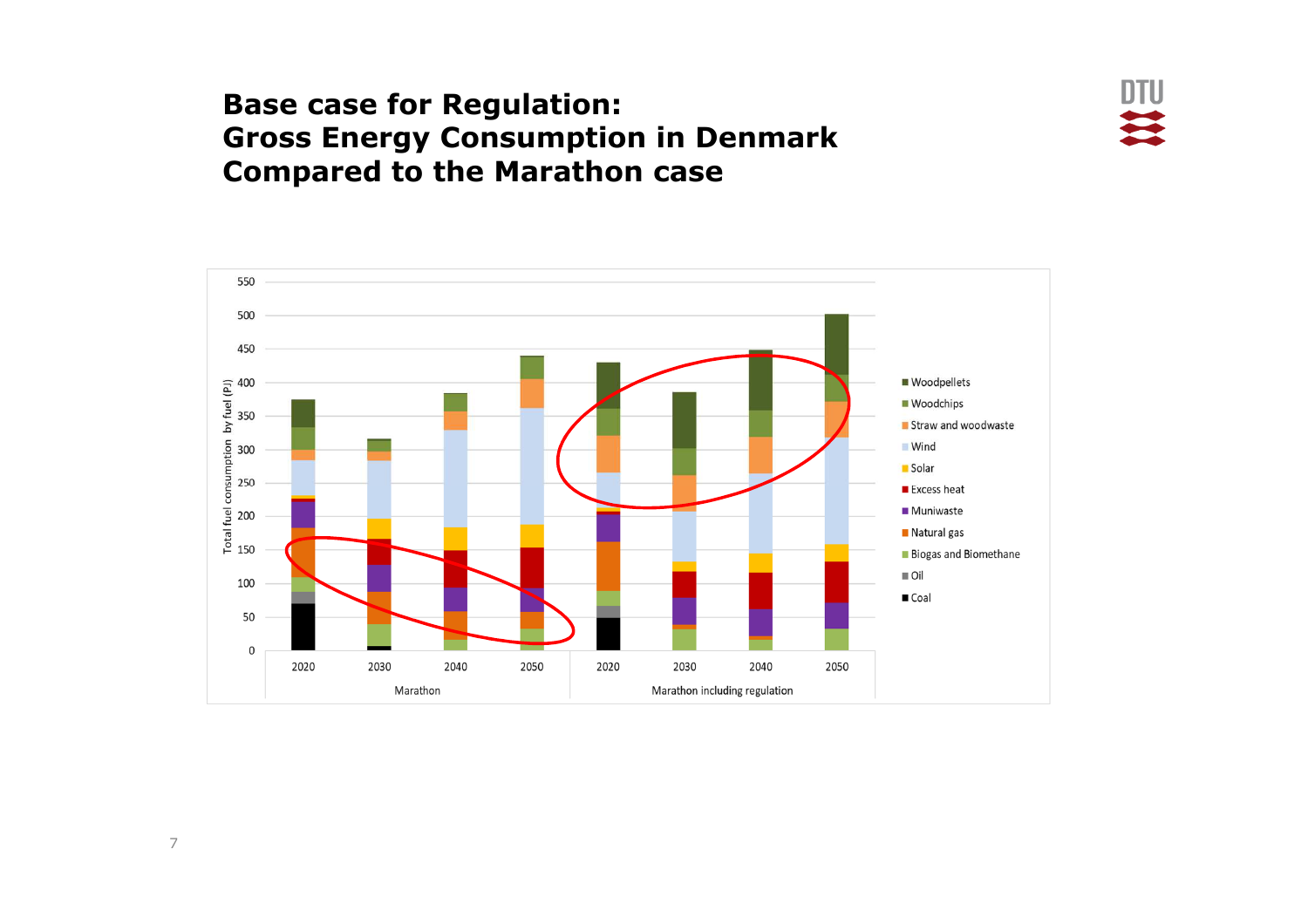# Base case for Regulation: Gross Energy Consumption in Denmark Compared to the Marathon case

Total fuel consumption by fuel (PJ)

Marathon: 2020, 2030, 2040, 2050

Marathon including regulation: 2020, 2030, 2040, 2050

Legend: Woodpellets, Woodchips, Straw and woodwaste, Wind, Solar, Excess heat, Muniwaste, Natural gas, Biogas and Biomethane, Oil, Coal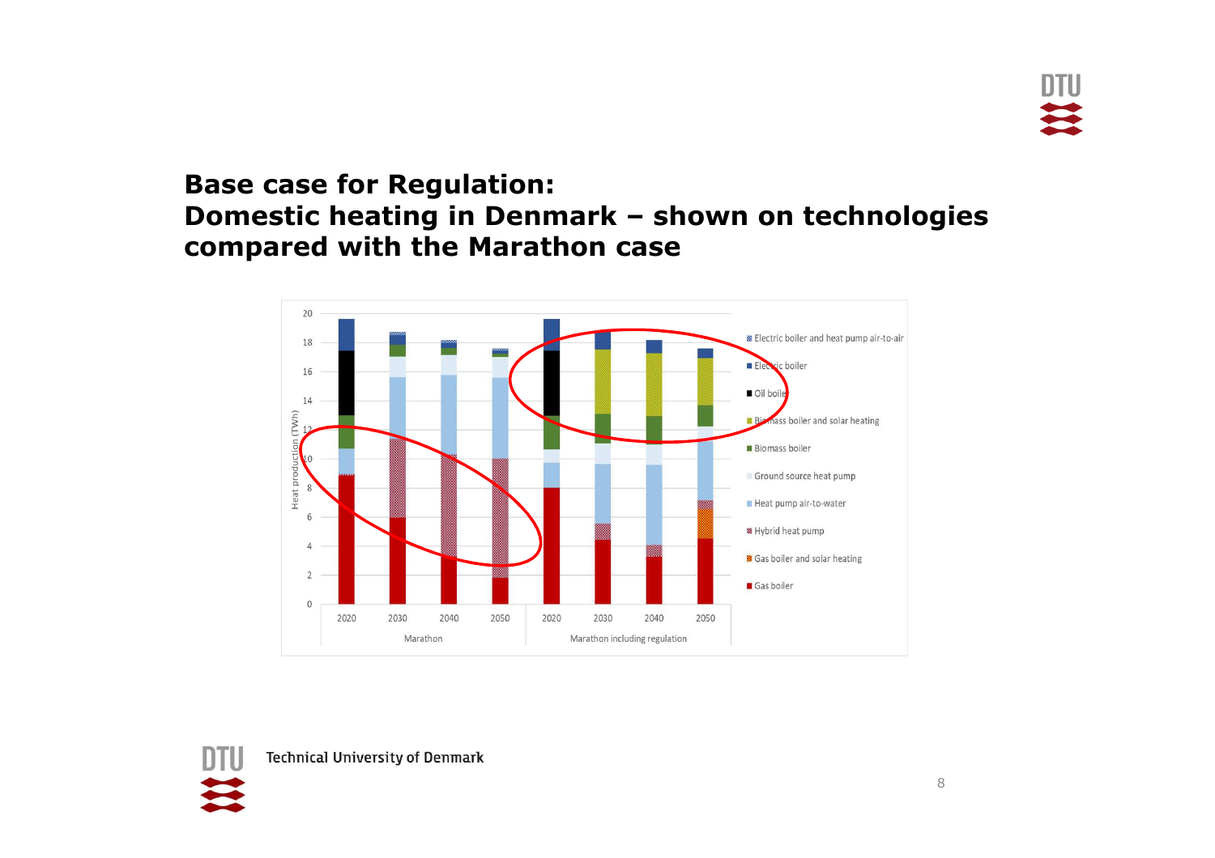## Base case for Regulation: Domestic heating in Denmark – shown on technologies compared with the Marathon case

Heat production (TWh)

20
18
16
14
12
10
8
6
4
2
0

2020 2030 2040 2050 2020 2030 2040 2050

Marathon

Marathon including regulation

Electric boiler and heat pump air-to-air

Electric boiler

Oil boiler

Biomass boiler and solar heating

Biomass boiler

Ground source heat pump

Heat pump air-to-water

Hybrid heat pump

Gas boiler and solar heating

Gas boiler